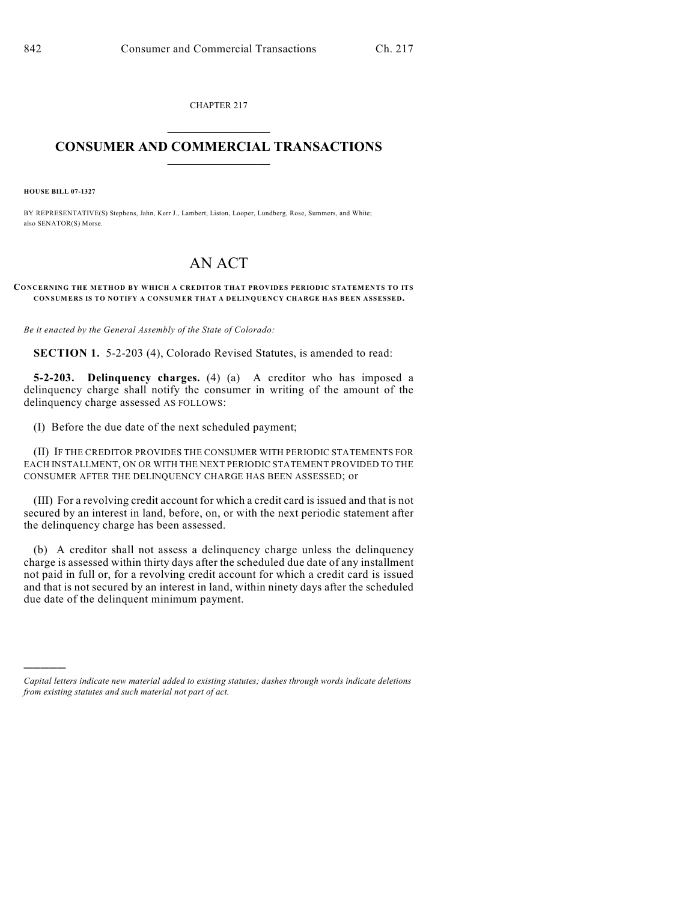CHAPTER 217

# CONSUMER AND COMMERCIAL TRANSACTIONS

**HOUSE BILL 07-1327**

BY REPRESENTATIVE(S) Stephens, Jahn, Kerr J., Lambert, Liston, Looper, Lundberg, Rose, Summers, and White; also SENATOR(S) Morse.

# AN ACT

**CONCERNING THE METHOD BY WHICH A CREDITOR THAT PROVIDES PERIODIC STATEMENTS TO ITS CONSUMERS IS TO NOTIFY A CONSUMER THAT A DELINQUENCY CHARGE HAS BEEN ASSESSED.**

*Be it enacted by the General Assembly of the State of Colorado:*

**SECTION 1.** 5-2-203 (4), Colorado Revised Statutes, is amended to read:

**5-2-203. Delinquency charges.** (4) (a) A creditor who has imposed a delinquency charge shall notify the consumer in writing of the amount of the delinquency charge assessed AS FOLLOWS:

(I) Before the due date of the next scheduled payment;

(II) IF THE CREDITOR PROVIDES THE CONSUMER WITH PERIODIC STATEMENTS FOR EACH INSTALLMENT, ON OR WITH THE NEXT PERIODIC STATEMENT PROVIDED TO THE CONSUMER AFTER THE DELINQUENCY CHARGE HAS BEEN ASSESSED; or

(III) For a revolving credit account for which a credit card is issued and that is not secured by an interest in land, before, on, or with the next periodic statement after the delinquency charge has been assessed.

(b) A creditor shall not assess a delinquency charge unless the delinquency charge is assessed within thirty days after the scheduled due date of any installment not paid in full or, for a revolving credit account for which a credit card is issued and that is not secured by an interest in land, within ninety days after the scheduled due date of the delinquent minimum payment.

---

*Capital letters indicate new material added to existing statutes; dashes through words indicate deletions from existing statutes and such material not part of act.*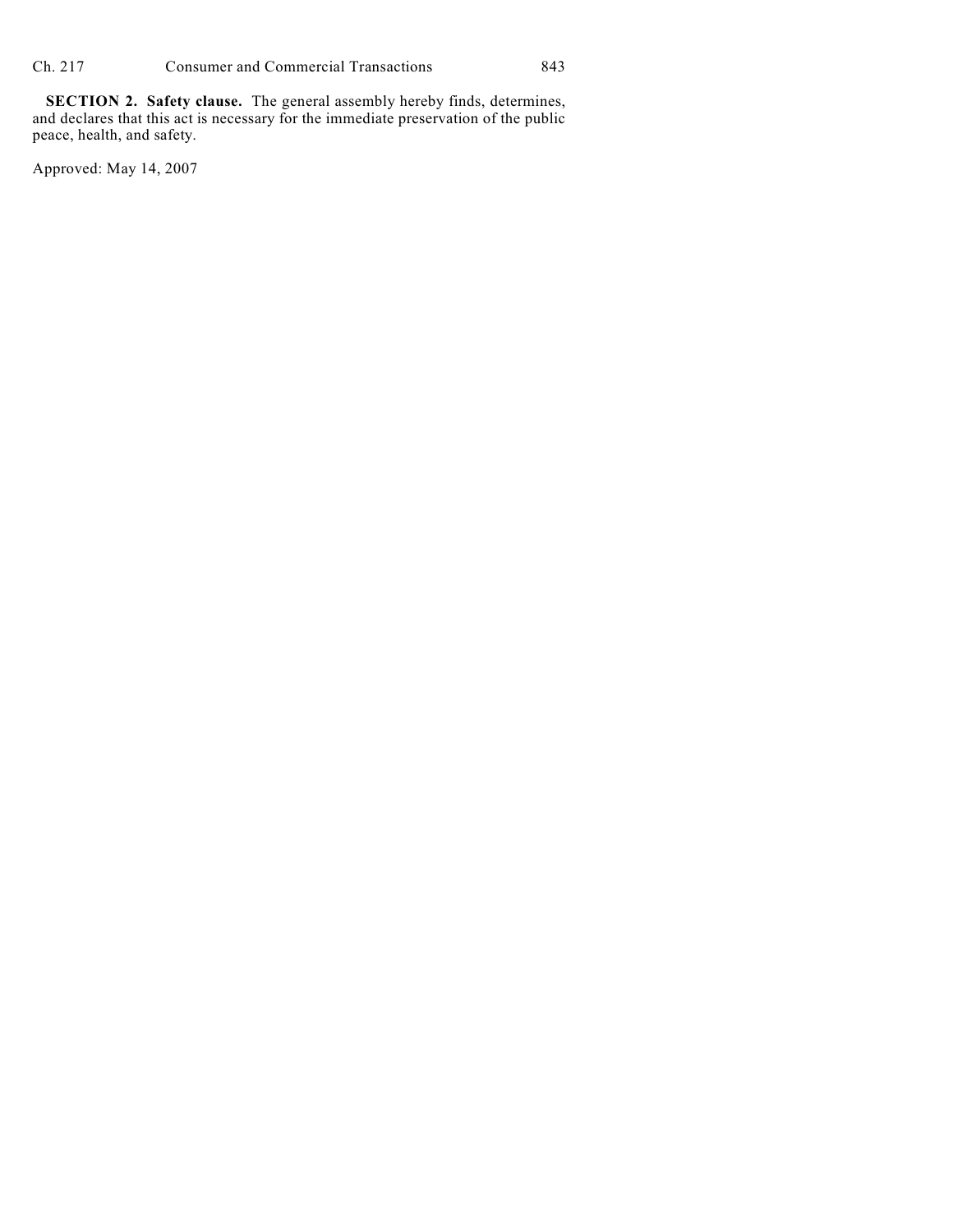**SECTION 2. Safety clause.** The general assembly hereby finds, determines, and declares that this act is necessary for the immediate preservation of the public peace, health, and safety.

Approved: May 14, 2007